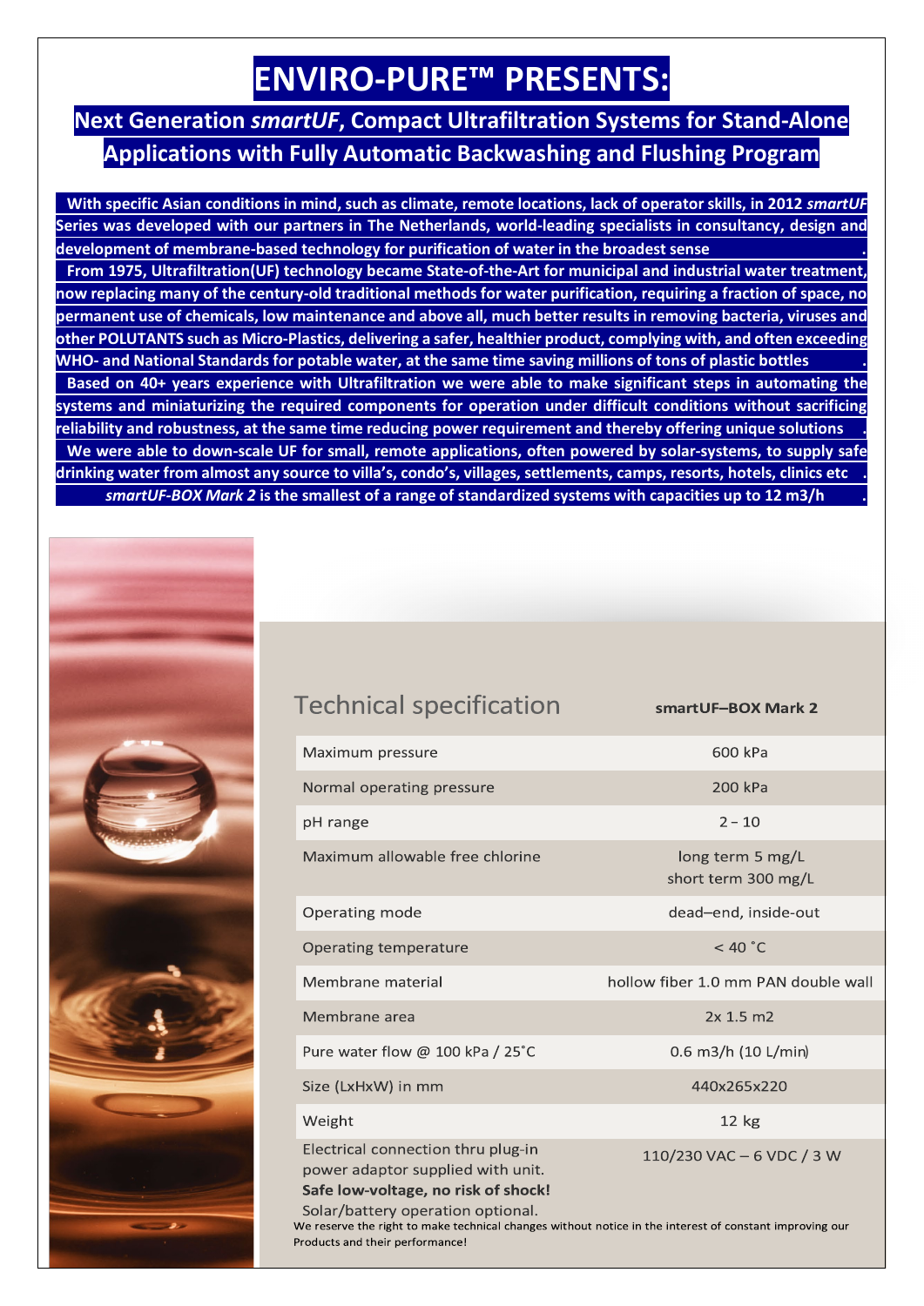# ENVIRO-PURE™ PRESENTS:

## Next Generation *smartUF*, Compact Ultrafiltration Systems for Stand-Alone Applications with Fully Automatic Backwashing and Flushing Program

**With specific Asian conditions in mind, such as climate, remote locations, lack of operator skills, in 2012 *smartUF* Series was developed with our partners in The Netherlands, world-leading specialists in consultancy, design and development of membrane-based technology for purification of water in the broadest sense.**

**From 1975, Ultrafiltration(UF) technology became State-of-the-Art for municipal and industrial water treatment, now replacing many of the century-old traditional methods for water purification, requiring a fraction of space, no permanent use of chemicals, low maintenance and above all, much better results in removing bacteria, viruses and other POLUTANTS such as Micro-Plastics, delivering a safer, healthier product, complying with, and often exceeding WHO- and National Standards for potable water, at the same time saving millions of tons of plastic bottles.**

**Based on 40+ years experience with Ultrafiltration we were able to make significant steps in automating the systems and miniaturizing the required components for operation under difficult conditions without sacrificing reliability and robustness, at the same time reducing power requirement and thereby offering unique solutions.**

**We were able to down-scale UF for small, remote applications, often powered by solar-systems, to supply safe drinking water from almost any source to villa's, condo's, villages, settlements, camps, resorts, hotels, clinics etc.**

***smartUF-BOX Mark 2* is the smallest of a range of standardized systems with capacities up to 12 m3/h.**

## Technical specification

| | smartUF–BOX Mark 2 |
|---|---|
| Maximum pressure | 600 kPa |
| Normal operating pressure | 200 kPa |
| pH range | 2 – 10 |
| Maximum allowable free chlorine | long term 5 mg/L<br>short term 300 mg/L |
| Operating mode | dead–end, inside-out |
| Operating temperature | < 40 °C |
| Membrane material | hollow fiber 1.0 mm PAN double wall |
| Membrane area | 2x 1.5 m2 |
| Pure water flow @ 100 kPa / 25°C | 0.6 m3/h (10 L/min) |
| Size (LxHxW) in mm | 440x265x220 |
| Weight | 12 kg |
| Electrical connection thru plug-in power adaptor supplied with unit. **Safe low-voltage, no risk of shock!** Solar/battery operation optional. | 110/230 VAC – 6 VDC / 3 W |

We reserve the right to make technical changes without notice in the interest of constant improving our Products and their performance!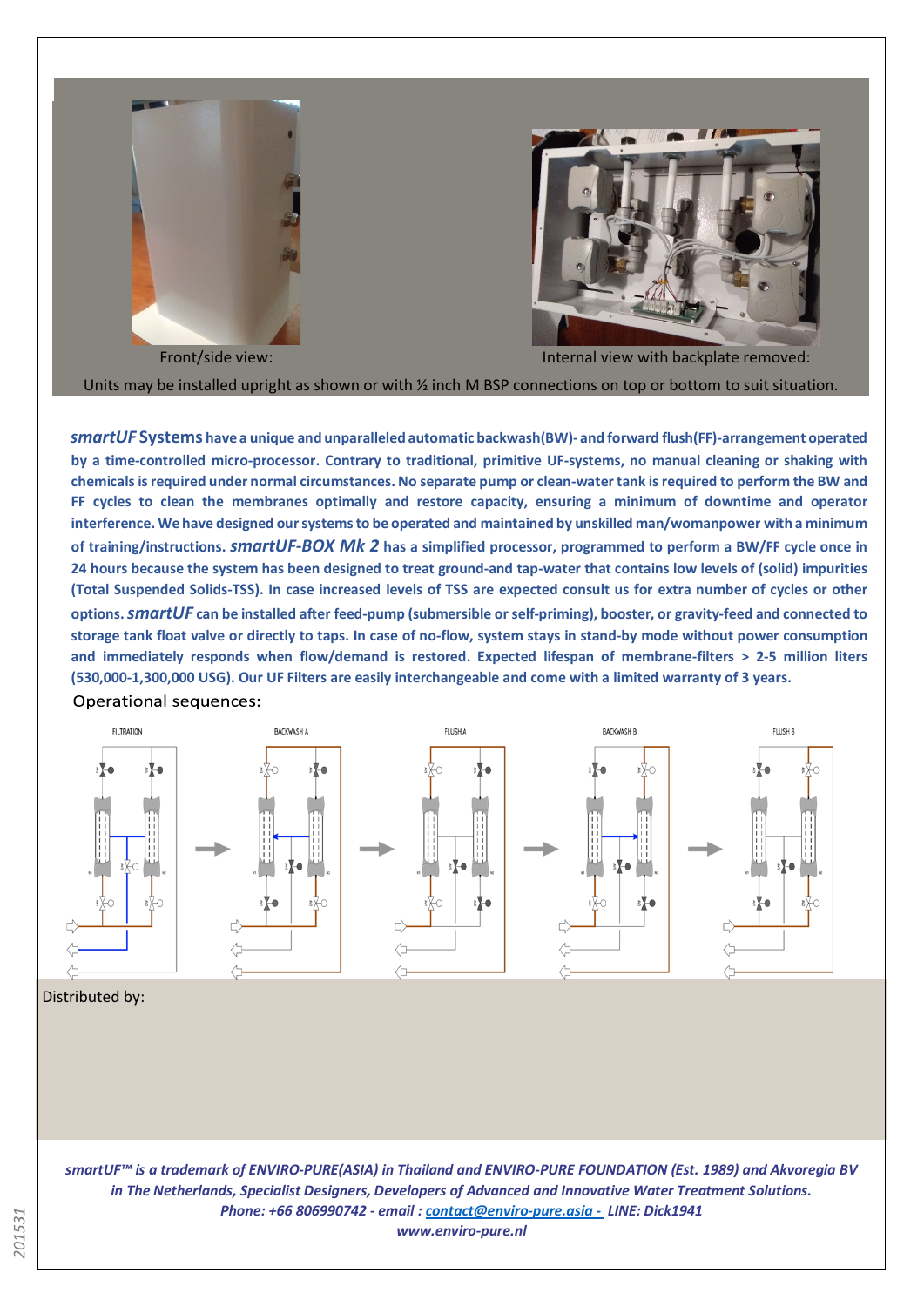Front/side view:

Internal view with backplate removed:

Units may be installed upright as shown or with ½ inch M BSP connections on top or bottom to suit situation.

***smartUF* Systems have a unique and unparalleled automatic backwash(BW)- and forward flush(FF)-arrangement operated by a time-controlled micro-processor. Contrary to traditional, primitive UF-systems, no manual cleaning or shaking with chemicals is required under normal circumstances. No separate pump or clean-water tank is required to perform the BW and FF cycles to clean the membranes optimally and restore capacity, ensuring a minimum of downtime and operator interference. We have designed our systems to be operated and maintained by unskilled man/womanpower with a minimum of training/instructions. *smartUF-BOX Mk 2* has a simplified processor, programmed to perform a BW/FF cycle once in 24 hours because the system has been designed to treat ground-and tap-water that contains low levels of (solid) impurities (Total Suspended Solids-TSS). In case increased levels of TSS are expected consult us for extra number of cycles or other options. *smartUF* can be installed after feed-pump (submersible or self-priming), booster, or gravity-feed and connected to storage tank float valve or directly to taps. In case of no-flow, system stays in stand-by mode without power consumption and immediately responds when flow/demand is restored. Expected lifespan of membrane-filters > 2-5 million liters (530,000-1,300,000 USG). Our UF Filters are easily interchangeable and come with a limited warranty of 3 years.**

Operational sequences:

FILTRATION → BACKWASH A → FLUSH A → BACKWASH B → FLUSH B

Distributed by:

*smartUF™ is a trademark of ENVIRO-PURE(ASIA) in Thailand and ENVIRO-PURE FOUNDATION (Est. 1989) and Akvoregia BV in The Netherlands, Specialist Designers, Developers of Advanced and Innovative Water Treatment Solutions.*
***Phone: +66 806990742 - email : contact@enviro-pure.asia - LINE: Dick1941***
***www.enviro-pure.nl***

201531